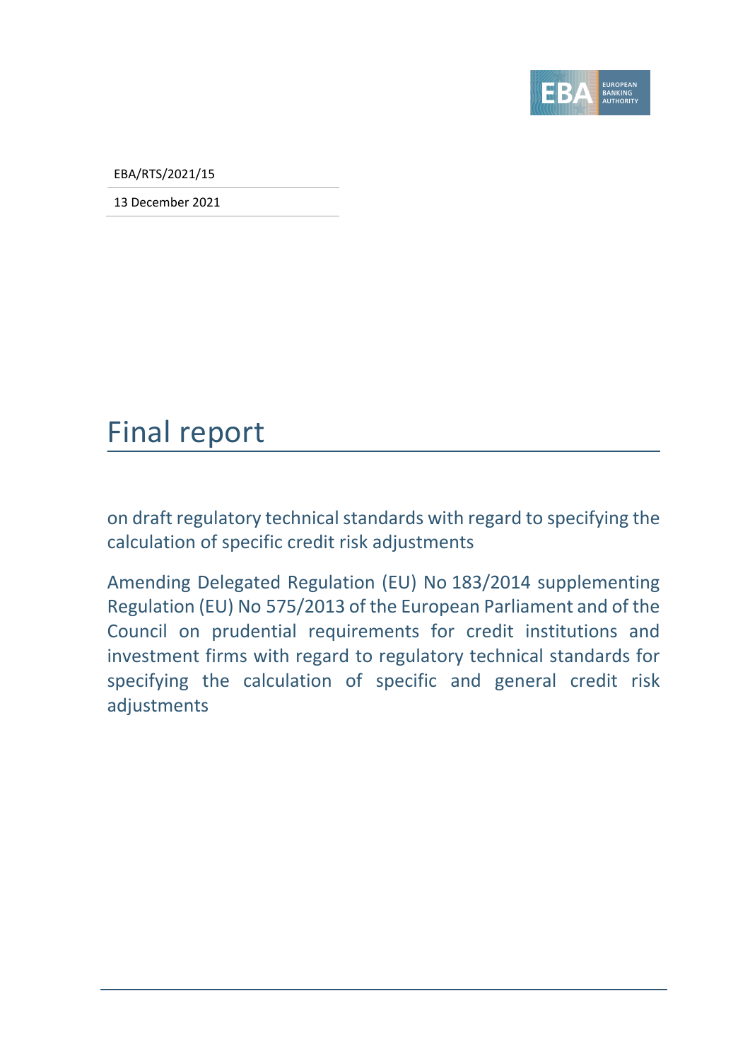EBA/RTS/2021/15

13 December 2021

# Final report

on draft regulatory technical standards with regard to specifying the calculation of specific credit risk adjustments

Amending Delegated Regulation (EU) No 183/2014 supplementing Regulation (EU) No 575/2013 of the European Parliament and of the Council on prudential requirements for credit institutions and investment firms with regard to regulatory technical standards for specifying the calculation of specific and general credit risk adjustments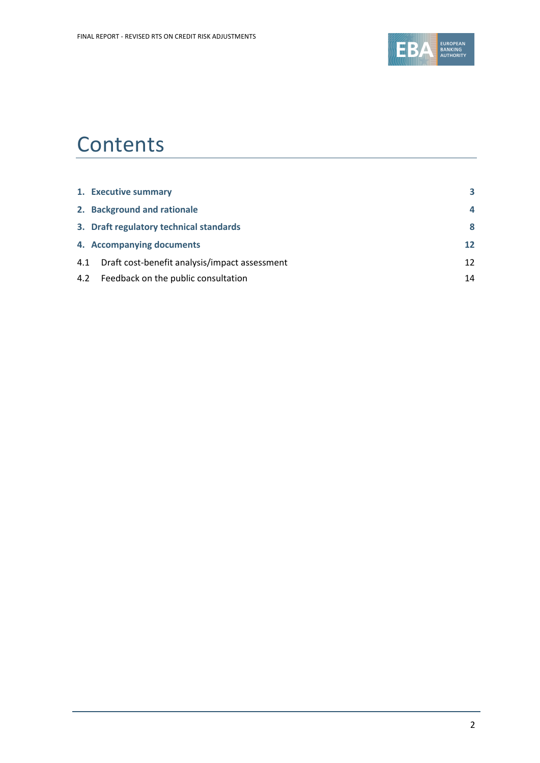# Contents

| | | |
|---|---|---|
| **1.** | **Executive summary** | **3** |
| **2.** | **Background and rationale** | **4** |
| **3.** | **Draft regulatory technical standards** | **8** |
| **4.** | **Accompanying documents** | **12** |
| 4.1 | Draft cost-benefit analysis/impact assessment | 12 |
| 4.2 | Feedback on the public consultation | 14 |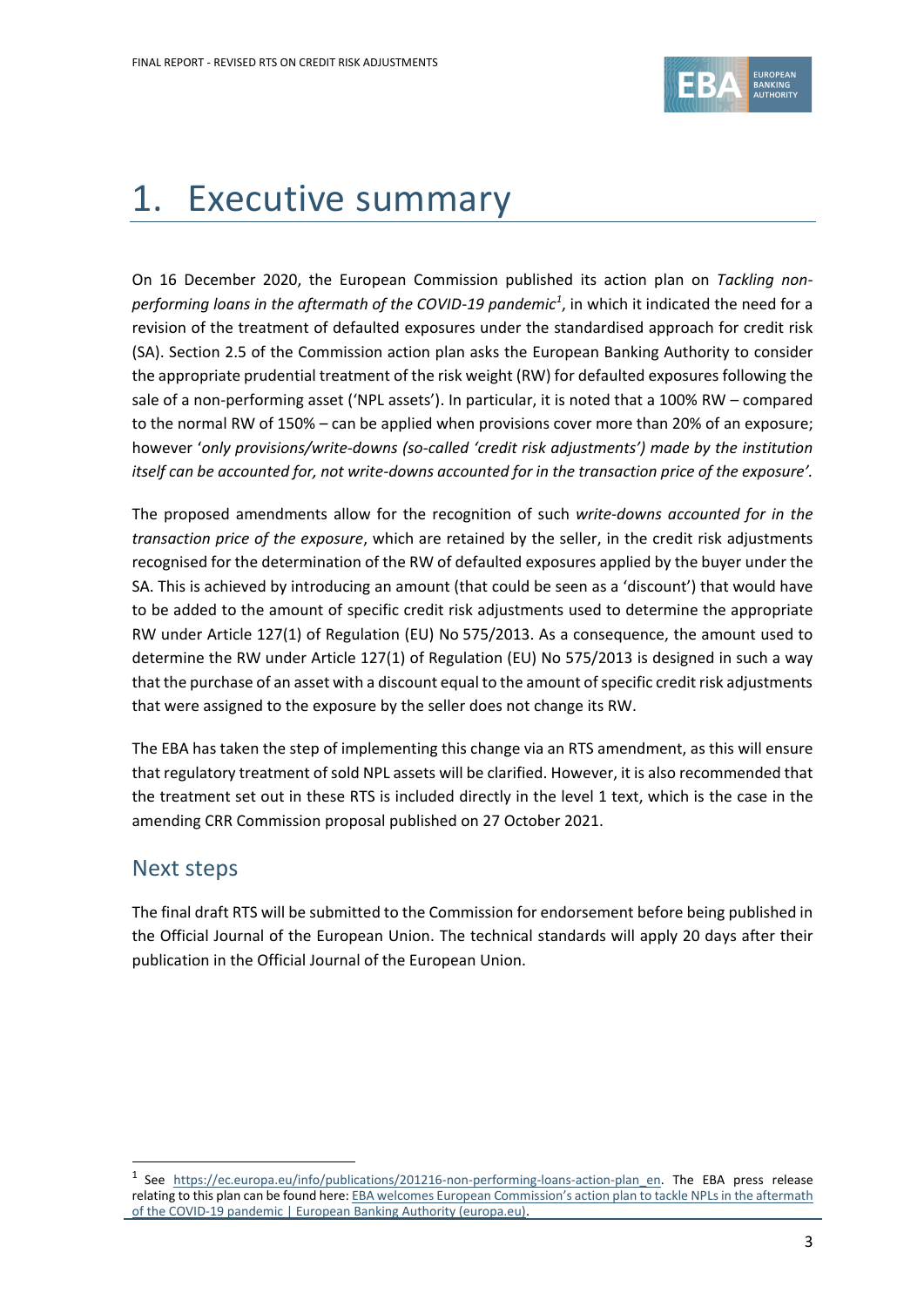# 1. Executive summary

On 16 December 2020, the European Commission published its action plan on *Tackling non-performing loans in the aftermath of the COVID-19 pandemic*[1], in which it indicated the need for a revision of the treatment of defaulted exposures under the standardised approach for credit risk (SA). Section 2.5 of the Commission action plan asks the European Banking Authority to consider the appropriate prudential treatment of the risk weight (RW) for defaulted exposures following the sale of a non-performing asset ('NPL assets'). In particular, it is noted that a 100% RW – compared to the normal RW of 150% – can be applied when provisions cover more than 20% of an exposure; however '*only provisions/write-downs (so-called 'credit risk adjustments') made by the institution itself can be accounted for, not write-downs accounted for in the transaction price of the exposure'*.

The proposed amendments allow for the recognition of such *write-downs accounted for in the transaction price of the exposure*, which are retained by the seller, in the credit risk adjustments recognised for the determination of the RW of defaulted exposures applied by the buyer under the SA. This is achieved by introducing an amount (that could be seen as a 'discount') that would have to be added to the amount of specific credit risk adjustments used to determine the appropriate RW under Article 127(1) of Regulation (EU) No 575/2013. As a consequence, the amount used to determine the RW under Article 127(1) of Regulation (EU) No 575/2013 is designed in such a way that the purchase of an asset with a discount equal to the amount of specific credit risk adjustments that were assigned to the exposure by the seller does not change its RW.

The EBA has taken the step of implementing this change via an RTS amendment, as this will ensure that regulatory treatment of sold NPL assets will be clarified. However, it is also recommended that the treatment set out in these RTS is included directly in the level 1 text, which is the case in the amending CRR Commission proposal published on 27 October 2021.

## Next steps

The final draft RTS will be submitted to the Commission for endorsement before being published in the Official Journal of the European Union. The technical standards will apply 20 days after their publication in the Official Journal of the European Union.

[1] See https://ec.europa.eu/info/publications/201216-non-performing-loans-action-plan_en. The EBA press release relating to this plan can be found here: EBA welcomes European Commission's action plan to tackle NPLs in the aftermath of the COVID-19 pandemic | European Banking Authority (europa.eu).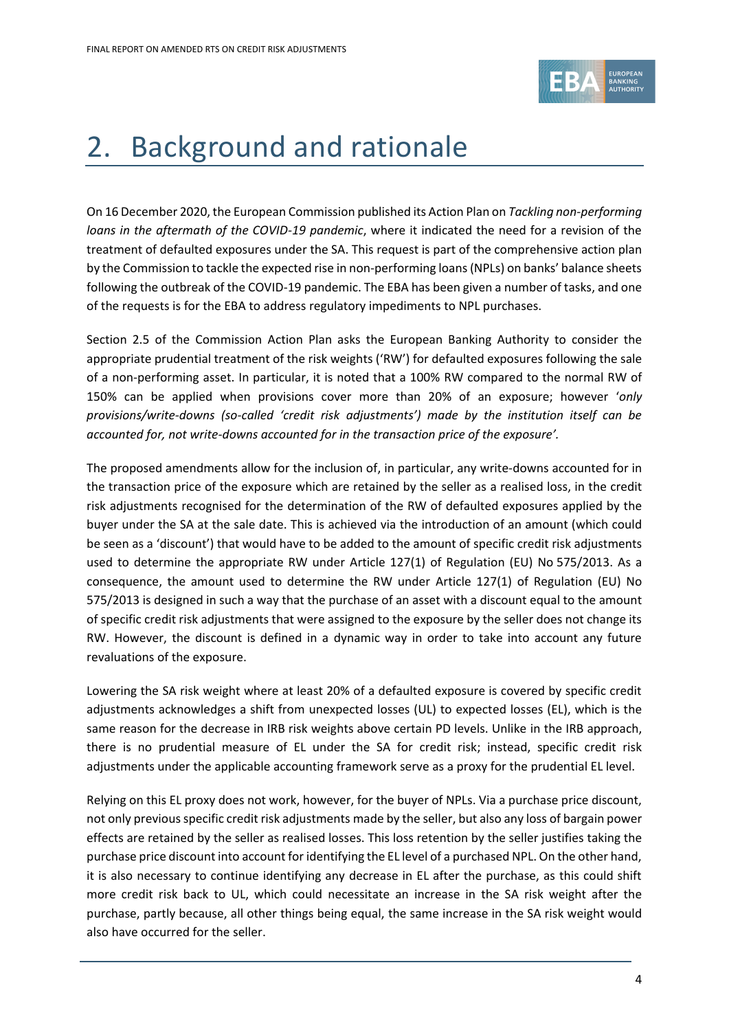# 2. Background and rationale

On 16 December 2020, the European Commission published its Action Plan on *Tackling non-performing loans in the aftermath of the COVID-19 pandemic*, where it indicated the need for a revision of the treatment of defaulted exposures under the SA. This request is part of the comprehensive action plan by the Commission to tackle the expected rise in non-performing loans (NPLs) on banks' balance sheets following the outbreak of the COVID-19 pandemic. The EBA has been given a number of tasks, and one of the requests is for the EBA to address regulatory impediments to NPL purchases.

Section 2.5 of the Commission Action Plan asks the European Banking Authority to consider the appropriate prudential treatment of the risk weights ('RW') for defaulted exposures following the sale of a non-performing asset. In particular, it is noted that a 100% RW compared to the normal RW of 150% can be applied when provisions cover more than 20% of an exposure; however '*only provisions/write-downs (so-called 'credit risk adjustments') made by the institution itself can be accounted for, not write-downs accounted for in the transaction price of the exposure'*.

The proposed amendments allow for the inclusion of, in particular, any write-downs accounted for in the transaction price of the exposure which are retained by the seller as a realised loss, in the credit risk adjustments recognised for the determination of the RW of defaulted exposures applied by the buyer under the SA at the sale date. This is achieved via the introduction of an amount (which could be seen as a 'discount') that would have to be added to the amount of specific credit risk adjustments used to determine the appropriate RW under Article 127(1) of Regulation (EU) No 575/2013. As a consequence, the amount used to determine the RW under Article 127(1) of Regulation (EU) No 575/2013 is designed in such a way that the purchase of an asset with a discount equal to the amount of specific credit risk adjustments that were assigned to the exposure by the seller does not change its RW. However, the discount is defined in a dynamic way in order to take into account any future revaluations of the exposure.

Lowering the SA risk weight where at least 20% of a defaulted exposure is covered by specific credit adjustments acknowledges a shift from unexpected losses (UL) to expected losses (EL), which is the same reason for the decrease in IRB risk weights above certain PD levels. Unlike in the IRB approach, there is no prudential measure of EL under the SA for credit risk; instead, specific credit risk adjustments under the applicable accounting framework serve as a proxy for the prudential EL level.

Relying on this EL proxy does not work, however, for the buyer of NPLs. Via a purchase price discount, not only previous specific credit risk adjustments made by the seller, but also any loss of bargain power effects are retained by the seller as realised losses. This loss retention by the seller justifies taking the purchase price discount into account for identifying the EL level of a purchased NPL. On the other hand, it is also necessary to continue identifying any decrease in EL after the purchase, as this could shift more credit risk back to UL, which could necessitate an increase in the SA risk weight after the purchase, partly because, all other things being equal, the same increase in the SA risk weight would also have occurred for the seller.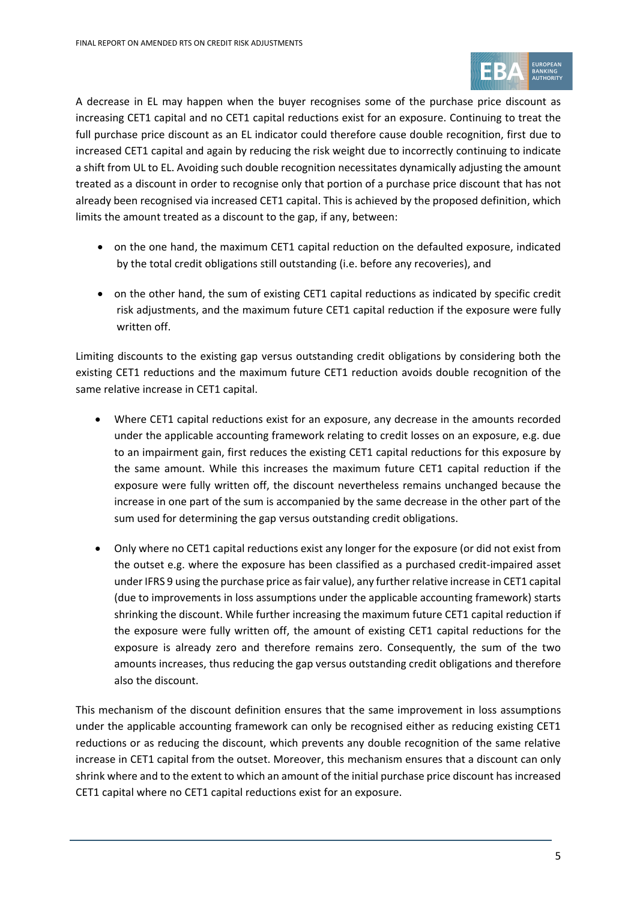A decrease in EL may happen when the buyer recognises some of the purchase price discount as increasing CET1 capital and no CET1 capital reductions exist for an exposure. Continuing to treat the full purchase price discount as an EL indicator could therefore cause double recognition, first due to increased CET1 capital and again by reducing the risk weight due to incorrectly continuing to indicate a shift from UL to EL. Avoiding such double recognition necessitates dynamically adjusting the amount treated as a discount in order to recognise only that portion of a purchase price discount that has not already been recognised via increased CET1 capital. This is achieved by the proposed definition, which limits the amount treated as a discount to the gap, if any, between:

- on the one hand, the maximum CET1 capital reduction on the defaulted exposure, indicated by the total credit obligations still outstanding (i.e. before any recoveries), and
- on the other hand, the sum of existing CET1 capital reductions as indicated by specific credit risk adjustments, and the maximum future CET1 capital reduction if the exposure were fully written off.

Limiting discounts to the existing gap versus outstanding credit obligations by considering both the existing CET1 reductions and the maximum future CET1 reduction avoids double recognition of the same relative increase in CET1 capital.

- Where CET1 capital reductions exist for an exposure, any decrease in the amounts recorded under the applicable accounting framework relating to credit losses on an exposure, e.g. due to an impairment gain, first reduces the existing CET1 capital reductions for this exposure by the same amount. While this increases the maximum future CET1 capital reduction if the exposure were fully written off, the discount nevertheless remains unchanged because the increase in one part of the sum is accompanied by the same decrease in the other part of the sum used for determining the gap versus outstanding credit obligations.
- Only where no CET1 capital reductions exist any longer for the exposure (or did not exist from the outset e.g. where the exposure has been classified as a purchased credit-impaired asset under IFRS 9 using the purchase price as fair value), any further relative increase in CET1 capital (due to improvements in loss assumptions under the applicable accounting framework) starts shrinking the discount. While further increasing the maximum future CET1 capital reduction if the exposure were fully written off, the amount of existing CET1 capital reductions for the exposure is already zero and therefore remains zero. Consequently, the sum of the two amounts increases, thus reducing the gap versus outstanding credit obligations and therefore also the discount.

This mechanism of the discount definition ensures that the same improvement in loss assumptions under the applicable accounting framework can only be recognised either as reducing existing CET1 reductions or as reducing the discount, which prevents any double recognition of the same relative increase in CET1 capital from the outset. Moreover, this mechanism ensures that a discount can only shrink where and to the extent to which an amount of the initial purchase price discount has increased CET1 capital where no CET1 capital reductions exist for an exposure.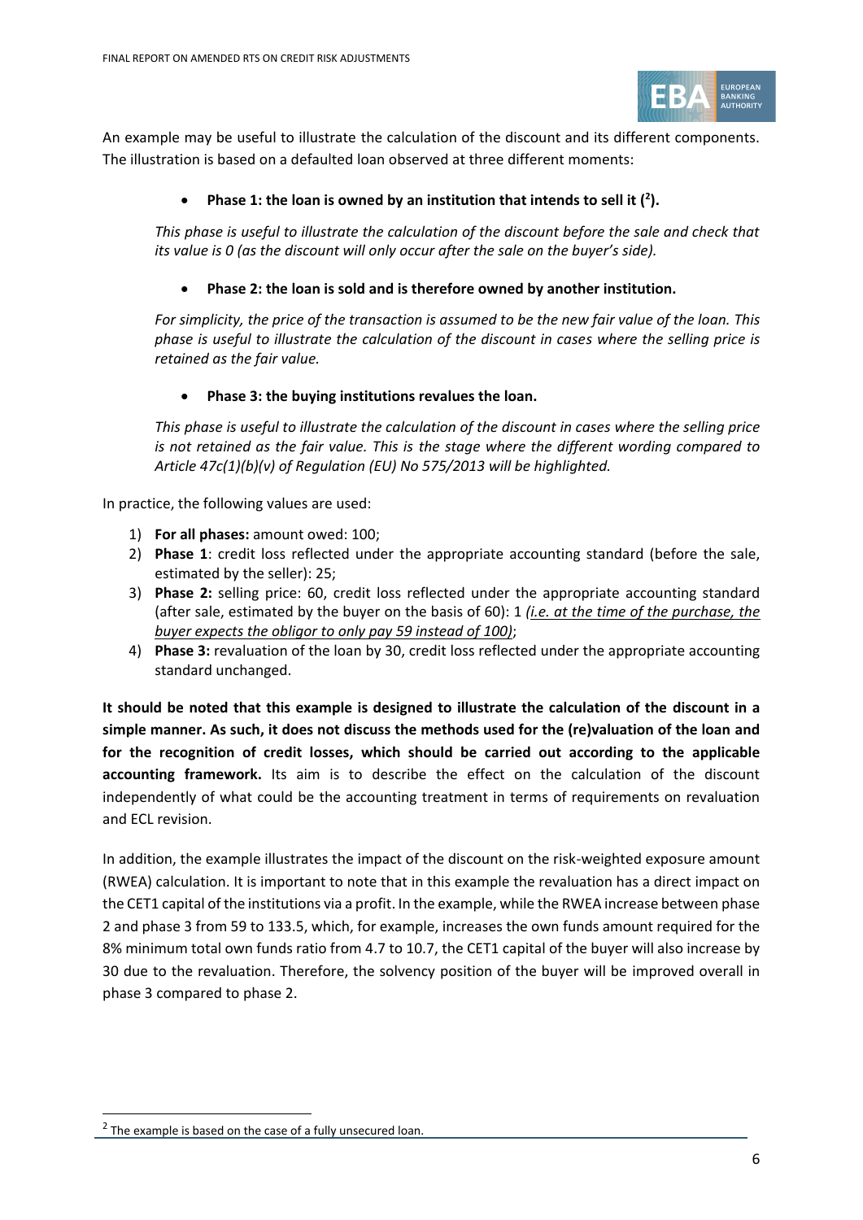An example may be useful to illustrate the calculation of the discount and its different components. The illustration is based on a defaulted loan observed at three different moments:

- **Phase 1: the loan is owned by an institution that intends to sell it ([2]).**

*This phase is useful to illustrate the calculation of the discount before the sale and check that its value is 0 (as the discount will only occur after the sale on the buyer's side).*

- **Phase 2: the loan is sold and is therefore owned by another institution.**

*For simplicity, the price of the transaction is assumed to be the new fair value of the loan. This phase is useful to illustrate the calculation of the discount in cases where the selling price is retained as the fair value.*

- **Phase 3: the buying institutions revalues the loan.**

*This phase is useful to illustrate the calculation of the discount in cases where the selling price is not retained as the fair value. This is the stage where the different wording compared to Article 47c(1)(b)(v) of Regulation (EU) No 575/2013 will be highlighted.*

In practice, the following values are used:

1) **For all phases:** amount owed: 100;
2) **Phase 1**: credit loss reflected under the appropriate accounting standard (before the sale, estimated by the seller): 25;
3) **Phase 2:** selling price: 60, credit loss reflected under the appropriate accounting standard (after sale, estimated by the buyer on the basis of 60): 1 *(i.e. at the time of the purchase, the buyer expects the obligor to only pay 59 instead of 100)*;
4) **Phase 3:** revaluation of the loan by 30, credit loss reflected under the appropriate accounting standard unchanged.

**It should be noted that this example is designed to illustrate the calculation of the discount in a simple manner. As such, it does not discuss the methods used for the (re)valuation of the loan and for the recognition of credit losses, which should be carried out according to the applicable accounting framework.** Its aim is to describe the effect on the calculation of the discount independently of what could be the accounting treatment in terms of requirements on revaluation and ECL revision.

In addition, the example illustrates the impact of the discount on the risk-weighted exposure amount (RWEA) calculation. It is important to note that in this example the revaluation has a direct impact on the CET1 capital of the institutions via a profit. In the example, while the RWEA increase between phase 2 and phase 3 from 59 to 133.5, which, for example, increases the own funds amount required for the 8% minimum total own funds ratio from 4.7 to 10.7, the CET1 capital of the buyer will also increase by 30 due to the revaluation. Therefore, the solvency position of the buyer will be improved overall in phase 3 compared to phase 2.

[2] The example is based on the case of a fully unsecured loan.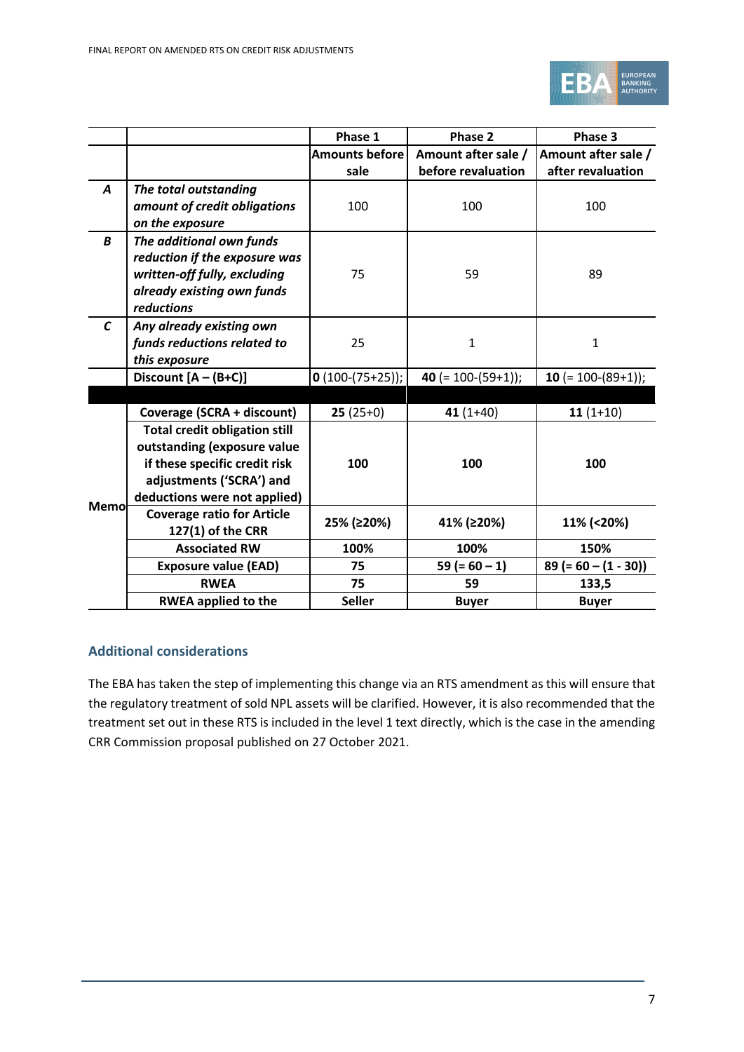| | | Phase 1 | Phase 2 | Phase 3 |
|---|---|---|---|---|
| | | Amounts before sale | Amount after sale / before revaluation | Amount after sale / after revaluation |
| ***A*** | ***The total outstanding amount of credit obligations on the exposure*** | 100 | 100 | 100 |
| ***B*** | ***The additional own funds reduction if the exposure was written-off fully, excluding already existing own funds reductions*** | 75 | 59 | 89 |
| ***C*** | ***Any already existing own funds reductions related to this exposure*** | 25 | 1 | 1 |
| | **Discount [A – (B+C)]** | **0** (100-(75+25)); | **40** (= 100-(59+1)); | **10** (= 100-(89+1)); |
| | | | | |
| **Memo** | **Coverage (SCRA + discount)** | **25** (25+0) | **41** (1+40) | **11** (1+10) |
| | **Total credit obligation still outstanding (exposure value if these specific credit risk adjustments ('SCRA') and deductions were not applied)** | **100** | **100** | **100** |
| | **Coverage ratio for Article 127(1) of the CRR** | **25% (≥20%)** | **41% (≥20%)** | **11% (<20%)** |
| | **Associated RW** | **100%** | **100%** | **150%** |
| | **Exposure value (EAD)** | **75** | **59 (= 60 – 1)** | **89 (= 60 – (1 - 30))** |
| | **RWEA** | **75** | **59** | **133,5** |
| | **RWEA applied to the** | **Seller** | **Buyer** | **Buyer** |

## Additional considerations

The EBA has taken the step of implementing this change via an RTS amendment as this will ensure that the regulatory treatment of sold NPL assets will be clarified. However, it is also recommended that the treatment set out in these RTS is included in the level 1 text directly, which is the case in the amending CRR Commission proposal published on 27 October 2021.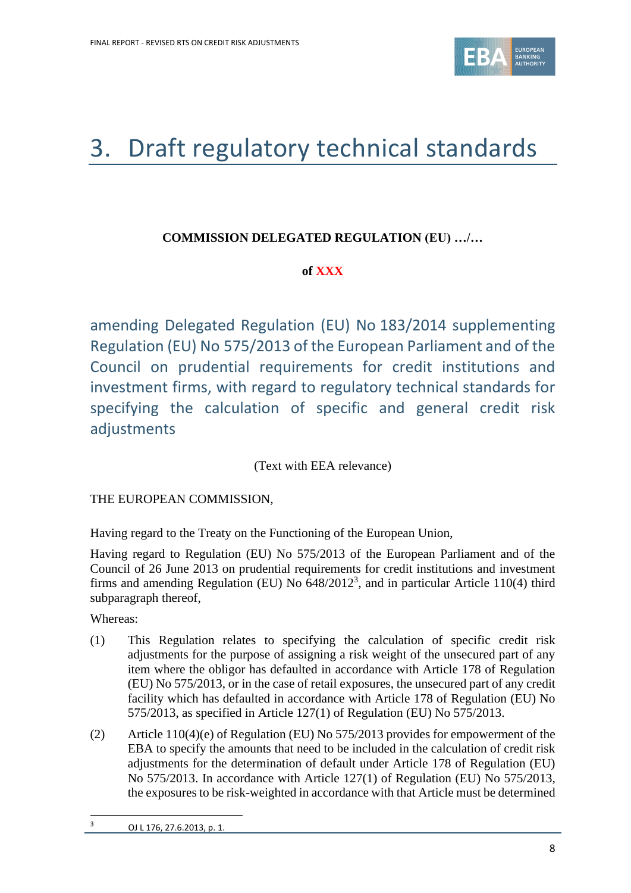# 3. Draft regulatory technical standards

**COMMISSION DELEGATED REGULATION (EU) …/…**

**of XXX**

## amending Delegated Regulation (EU) No 183/2014 supplementing Regulation (EU) No 575/2013 of the European Parliament and of the Council on prudential requirements for credit institutions and investment firms, with regard to regulatory technical standards for specifying the calculation of specific and general credit risk adjustments

(Text with EEA relevance)

THE EUROPEAN COMMISSION,

Having regard to the Treaty on the Functioning of the European Union,

Having regard to Regulation (EU) No 575/2013 of the European Parliament and of the Council of 26 June 2013 on prudential requirements for credit institutions and investment firms and amending Regulation (EU) No 648/2012[3], and in particular Article 110(4) third subparagraph thereof,

Whereas:

(1) This Regulation relates to specifying the calculation of specific credit risk adjustments for the purpose of assigning a risk weight of the unsecured part of any item where the obligor has defaulted in accordance with Article 178 of Regulation (EU) No 575/2013, or in the case of retail exposures, the unsecured part of any credit facility which has defaulted in accordance with Article 178 of Regulation (EU) No 575/2013, as specified in Article 127(1) of Regulation (EU) No 575/2013.

(2) Article 110(4)(e) of Regulation (EU) No 575/2013 provides for empowerment of the EBA to specify the amounts that need to be included in the calculation of credit risk adjustments for the determination of default under Article 178 of Regulation (EU) No 575/2013. In accordance with Article 127(1) of Regulation (EU) No 575/2013, the exposures to be risk-weighted in accordance with that Article must be determined

[3] OJ L 176, 27.6.2013, p. 1.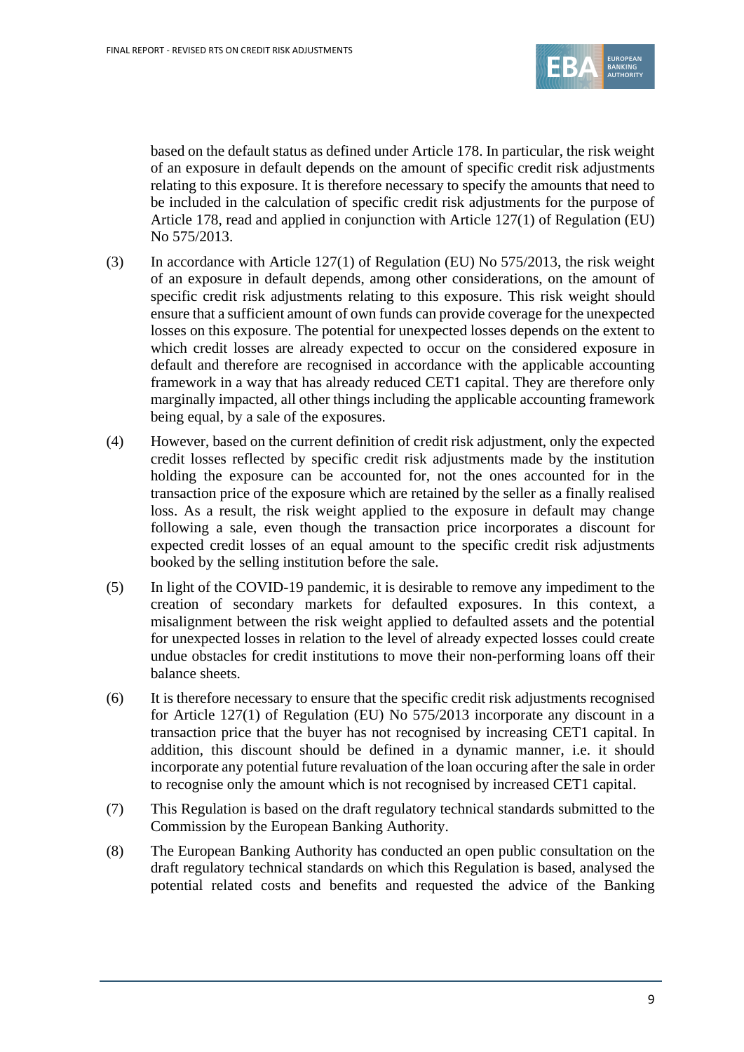based on the default status as defined under Article 178. In particular, the risk weight of an exposure in default depends on the amount of specific credit risk adjustments relating to this exposure. It is therefore necessary to specify the amounts that need to be included in the calculation of specific credit risk adjustments for the purpose of Article 178, read and applied in conjunction with Article 127(1) of Regulation (EU) No 575/2013.

(3) In accordance with Article 127(1) of Regulation (EU) No 575/2013, the risk weight of an exposure in default depends, among other considerations, on the amount of specific credit risk adjustments relating to this exposure. This risk weight should ensure that a sufficient amount of own funds can provide coverage for the unexpected losses on this exposure. The potential for unexpected losses depends on the extent to which credit losses are already expected to occur on the considered exposure in default and therefore are recognised in accordance with the applicable accounting framework in a way that has already reduced CET1 capital. They are therefore only marginally impacted, all other things including the applicable accounting framework being equal, by a sale of the exposures.

(4) However, based on the current definition of credit risk adjustment, only the expected credit losses reflected by specific credit risk adjustments made by the institution holding the exposure can be accounted for, not the ones accounted for in the transaction price of the exposure which are retained by the seller as a finally realised loss. As a result, the risk weight applied to the exposure in default may change following a sale, even though the transaction price incorporates a discount for expected credit losses of an equal amount to the specific credit risk adjustments booked by the selling institution before the sale.

(5) In light of the COVID-19 pandemic, it is desirable to remove any impediment to the creation of secondary markets for defaulted exposures. In this context, a misalignment between the risk weight applied to defaulted assets and the potential for unexpected losses in relation to the level of already expected losses could create undue obstacles for credit institutions to move their non-performing loans off their balance sheets.

(6) It is therefore necessary to ensure that the specific credit risk adjustments recognised for Article 127(1) of Regulation (EU) No 575/2013 incorporate any discount in a transaction price that the buyer has not recognised by increasing CET1 capital. In addition, this discount should be defined in a dynamic manner, i.e. it should incorporate any potential future revaluation of the loan occuring after the sale in order to recognise only the amount which is not recognised by increased CET1 capital.

(7) This Regulation is based on the draft regulatory technical standards submitted to the Commission by the European Banking Authority.

(8) The European Banking Authority has conducted an open public consultation on the draft regulatory technical standards on which this Regulation is based, analysed the potential related costs and benefits and requested the advice of the Banking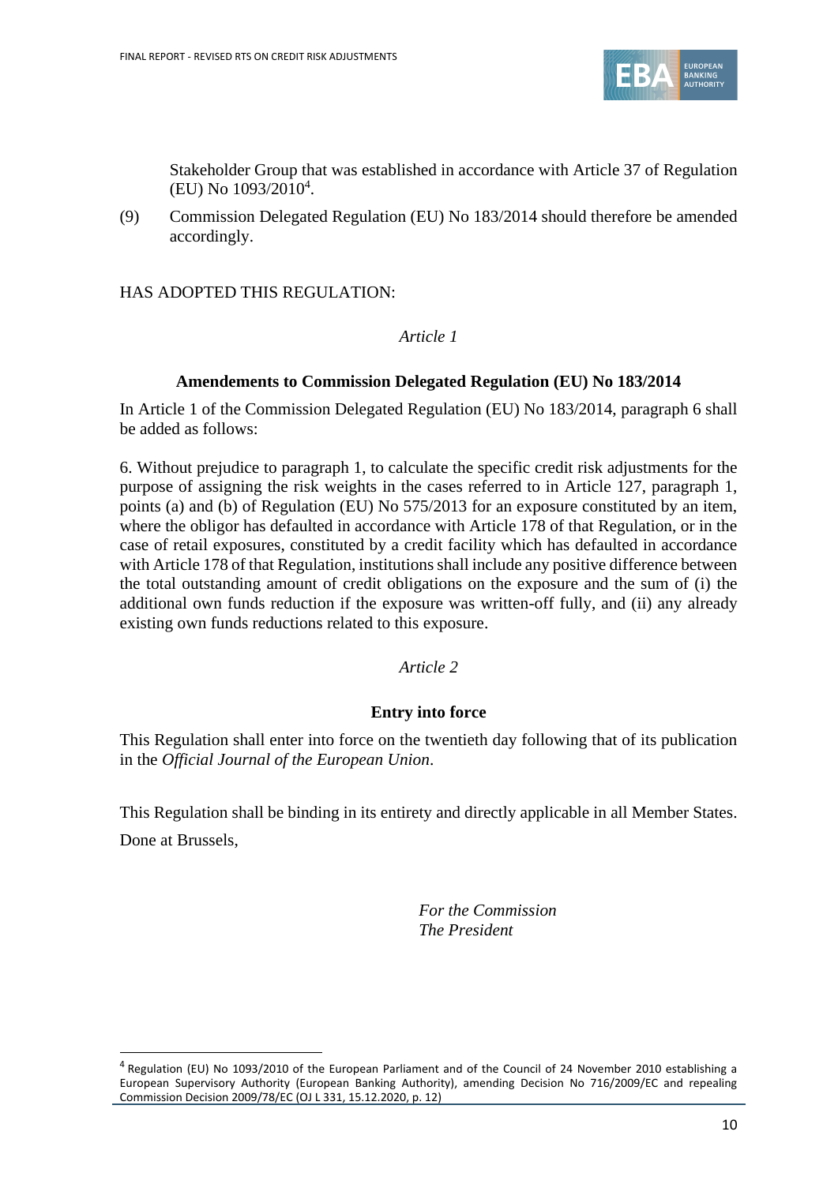Stakeholder Group that was established in accordance with Article 37 of Regulation (EU) No 1093/2010[4].

(9) Commission Delegated Regulation (EU) No 183/2014 should therefore be amended accordingly.

HAS ADOPTED THIS REGULATION:

*Article 1*

**Amendements to Commission Delegated Regulation (EU) No 183/2014**

In Article 1 of the Commission Delegated Regulation (EU) No 183/2014, paragraph 6 shall be added as follows:

6. Without prejudice to paragraph 1, to calculate the specific credit risk adjustments for the purpose of assigning the risk weights in the cases referred to in Article 127, paragraph 1, points (a) and (b) of Regulation (EU) No 575/2013 for an exposure constituted by an item, where the obligor has defaulted in accordance with Article 178 of that Regulation, or in the case of retail exposures, constituted by a credit facility which has defaulted in accordance with Article 178 of that Regulation, institutions shall include any positive difference between the total outstanding amount of credit obligations on the exposure and the sum of (i) the additional own funds reduction if the exposure was written-off fully, and (ii) any already existing own funds reductions related to this exposure.

*Article 2*

**Entry into force**

This Regulation shall enter into force on the twentieth day following that of its publication in the *Official Journal of the European Union*.

This Regulation shall be binding in its entirety and directly applicable in all Member States.

Done at Brussels,

*For the Commission*
*The President*

[4] Regulation (EU) No 1093/2010 of the European Parliament and of the Council of 24 November 2010 establishing a European Supervisory Authority (European Banking Authority), amending Decision No 716/2009/EC and repealing Commission Decision 2009/78/EC (OJ L 331, 15.12.2020, p. 12)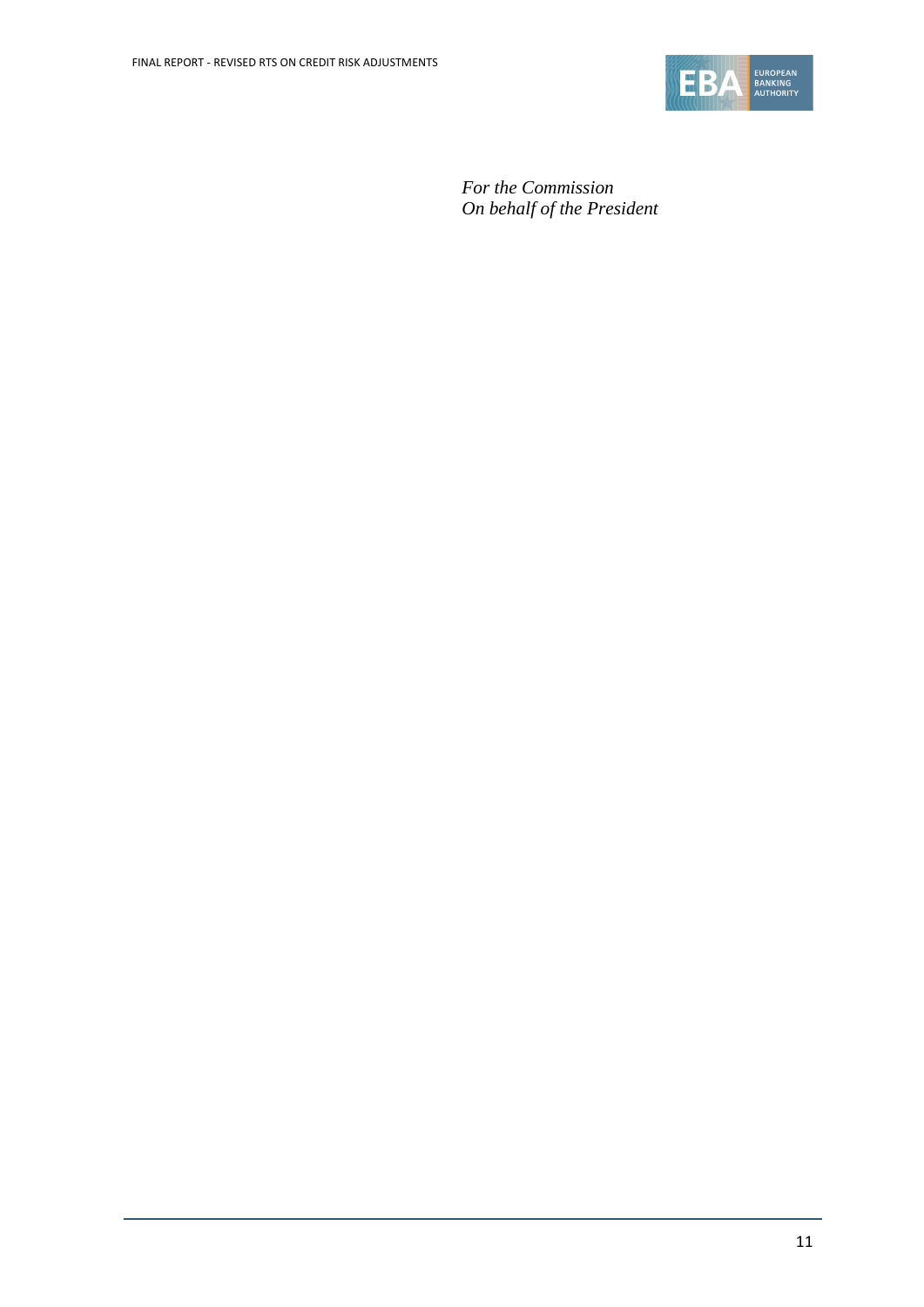*For the Commission*
*On behalf of the President*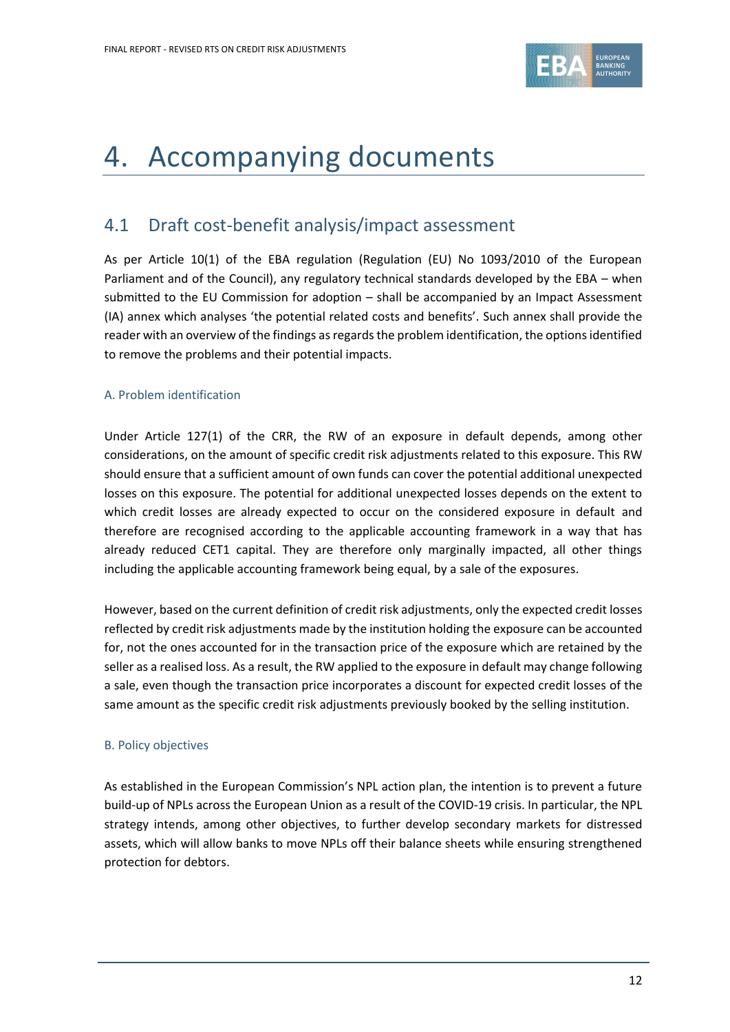# 4. Accompanying documents

## 4.1 Draft cost-benefit analysis/impact assessment

As per Article 10(1) of the EBA regulation (Regulation (EU) No 1093/2010 of the European Parliament and of the Council), any regulatory technical standards developed by the EBA – when submitted to the EU Commission for adoption – shall be accompanied by an Impact Assessment (IA) annex which analyses 'the potential related costs and benefits'. Such annex shall provide the reader with an overview of the findings as regards the problem identification, the options identified to remove the problems and their potential impacts.

### A. Problem identification

Under Article 127(1) of the CRR, the RW of an exposure in default depends, among other considerations, on the amount of specific credit risk adjustments related to this exposure. This RW should ensure that a sufficient amount of own funds can cover the potential additional unexpected losses on this exposure. The potential for additional unexpected losses depends on the extent to which credit losses are already expected to occur on the considered exposure in default and therefore are recognised according to the applicable accounting framework in a way that has already reduced CET1 capital. They are therefore only marginally impacted, all other things including the applicable accounting framework being equal, by a sale of the exposures.

However, based on the current definition of credit risk adjustments, only the expected credit losses reflected by credit risk adjustments made by the institution holding the exposure can be accounted for, not the ones accounted for in the transaction price of the exposure which are retained by the seller as a realised loss. As a result, the RW applied to the exposure in default may change following a sale, even though the transaction price incorporates a discount for expected credit losses of the same amount as the specific credit risk adjustments previously booked by the selling institution.

### B. Policy objectives

As established in the European Commission's NPL action plan, the intention is to prevent a future build-up of NPLs across the European Union as a result of the COVID-19 crisis. In particular, the NPL strategy intends, among other objectives, to further develop secondary markets for distressed assets, which will allow banks to move NPLs off their balance sheets while ensuring strengthened protection for debtors.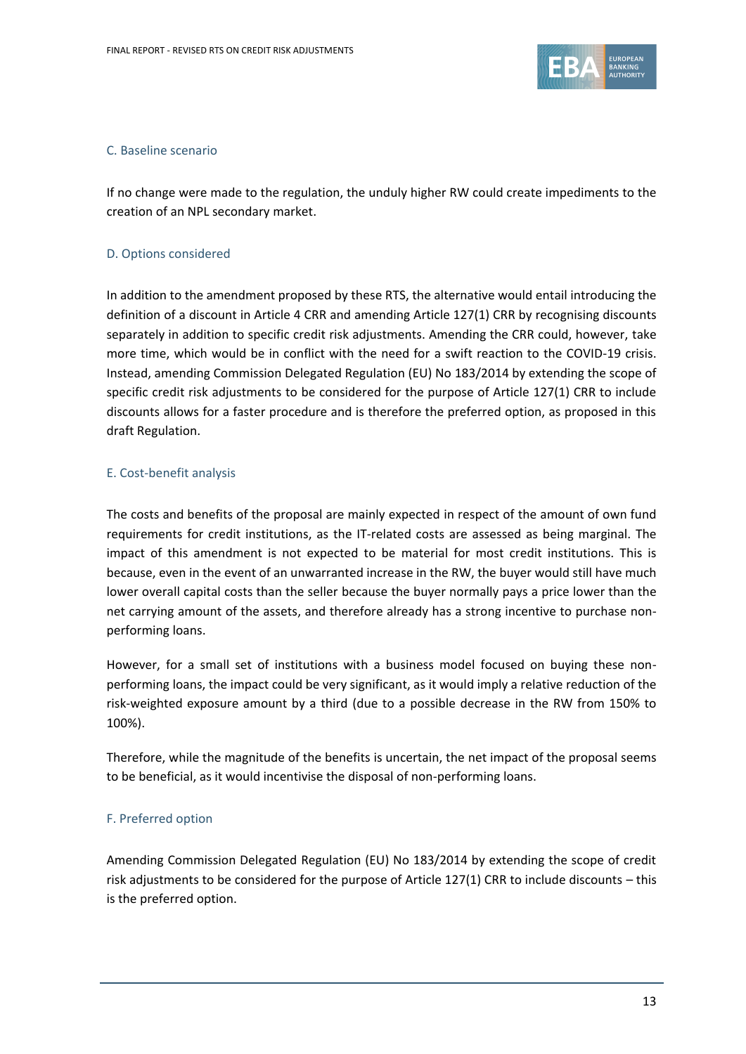### C. Baseline scenario

If no change were made to the regulation, the unduly higher RW could create impediments to the creation of an NPL secondary market.

### D. Options considered

In addition to the amendment proposed by these RTS, the alternative would entail introducing the definition of a discount in Article 4 CRR and amending Article 127(1) CRR by recognising discounts separately in addition to specific credit risk adjustments. Amending the CRR could, however, take more time, which would be in conflict with the need for a swift reaction to the COVID-19 crisis. Instead, amending Commission Delegated Regulation (EU) No 183/2014 by extending the scope of specific credit risk adjustments to be considered for the purpose of Article 127(1) CRR to include discounts allows for a faster procedure and is therefore the preferred option, as proposed in this draft Regulation.

### E. Cost-benefit analysis

The costs and benefits of the proposal are mainly expected in respect of the amount of own fund requirements for credit institutions, as the IT-related costs are assessed as being marginal. The impact of this amendment is not expected to be material for most credit institutions. This is because, even in the event of an unwarranted increase in the RW, the buyer would still have much lower overall capital costs than the seller because the buyer normally pays a price lower than the net carrying amount of the assets, and therefore already has a strong incentive to purchase non-performing loans.

However, for a small set of institutions with a business model focused on buying these non-performing loans, the impact could be very significant, as it would imply a relative reduction of the risk-weighted exposure amount by a third (due to a possible decrease in the RW from 150% to 100%).

Therefore, while the magnitude of the benefits is uncertain, the net impact of the proposal seems to be beneficial, as it would incentivise the disposal of non-performing loans.

### F. Preferred option

Amending Commission Delegated Regulation (EU) No 183/2014 by extending the scope of credit risk adjustments to be considered for the purpose of Article 127(1) CRR to include discounts – this is the preferred option.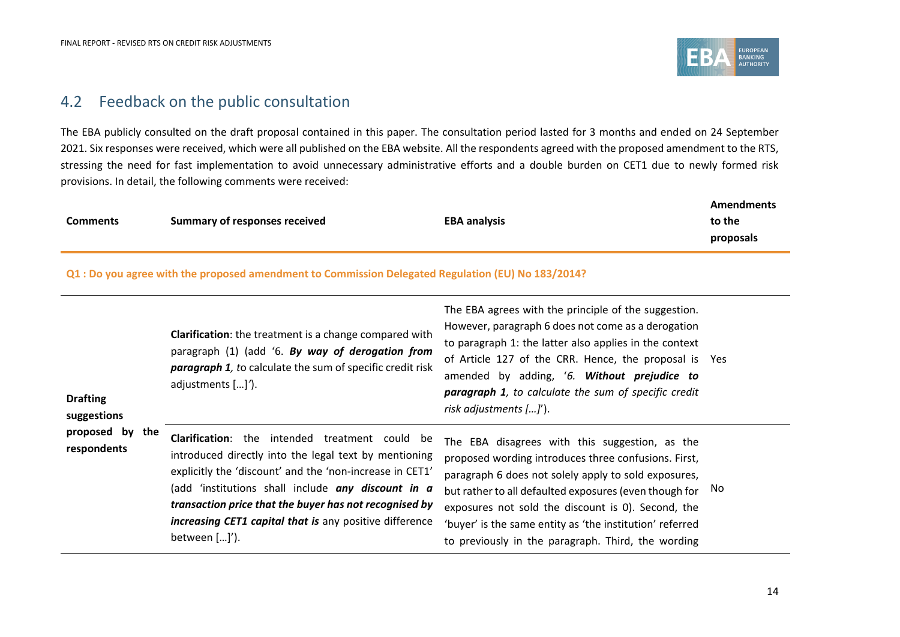## 4.2 Feedback on the public consultation

The EBA publicly consulted on the draft proposal contained in this paper. The consultation period lasted for 3 months and ended on 24 September 2021. Six responses were received, which were all published on the EBA website. All the respondents agreed with the proposed amendment to the RTS, stressing the need for fast implementation to avoid unnecessary administrative efforts and a double burden on CET1 due to newly formed risk provisions. In detail, the following comments were received:

| Comments | Summary of responses received | EBA analysis | Amendments to the proposals |
|---|---|---|---|
| **Q1 : Do you agree with the proposed amendment to Commission Delegated Regulation (EU) No 183/2014?** | | | |
| **Drafting suggestions proposed by the respondents** | **Clarification**: the treatment is a change compared with paragraph (1) (add '6. ***By way of derogation from paragraph 1****,* to calculate the sum of specific credit risk adjustments […]'). | The EBA agrees with the principle of the suggestion. However, paragraph 6 does not come as a derogation to paragraph 1: the latter also applies in the context of Article 127 of the CRR. Hence, the proposal is amended by adding, '*6.* ***Without prejudice to paragraph 1****, to calculate the sum of specific credit risk adjustments […]*'). | Yes |
| | **Clarification**: the intended treatment could be introduced directly into the legal text by mentioning explicitly the 'discount' and the 'non-increase in CET1' (add 'institutions shall include ***any discount in a transaction price that the buyer has not recognised by increasing CET1 capital that is*** any positive difference between […]'). | The EBA disagrees with this suggestion, as the proposed wording introduces three confusions. First, paragraph 6 does not solely apply to sold exposures, but rather to all defaulted exposures (even though for exposures not sold the discount is 0). Second, the 'buyer' is the same entity as 'the institution' referred to previously in the paragraph. Third, the wording | No |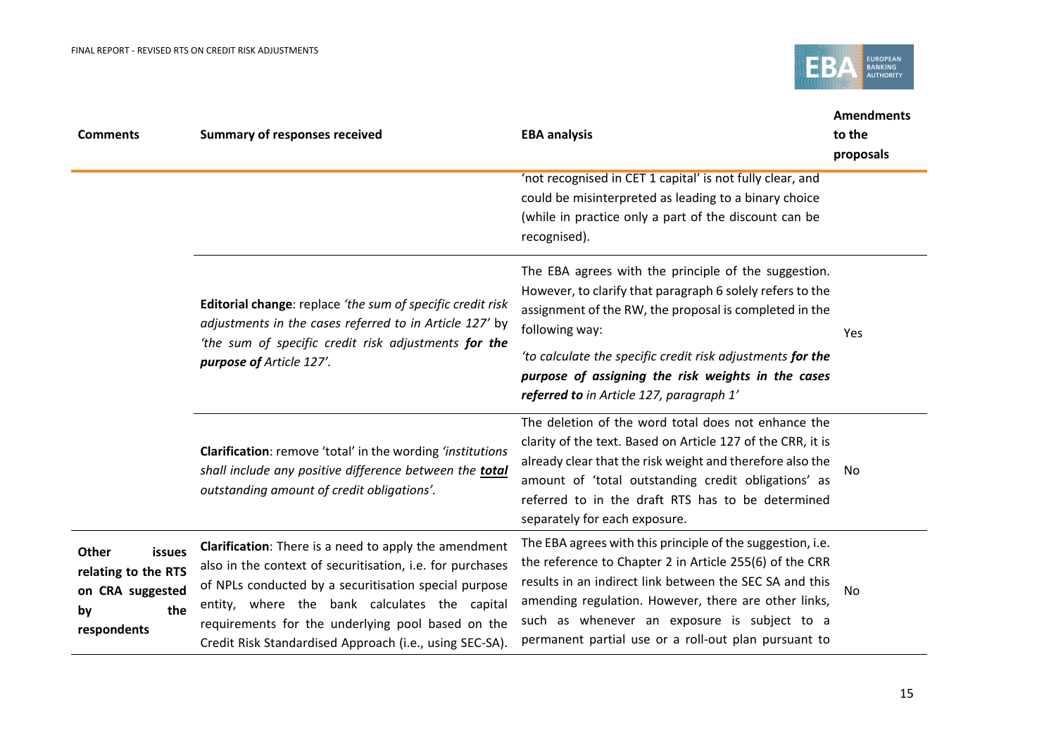| Comments | Summary of responses received | EBA analysis | Amendments to the proposals |
|---|---|---|---|
| | | 'not recognised in CET 1 capital' is not fully clear, and could be misinterpreted as leading to a binary choice (while in practice only a part of the discount can be recognised). | |
| | **Editorial change**: replace *'the sum of specific credit risk adjustments in the cases referred to in Article 127'* by *'the sum of specific credit risk adjustments **for the purpose of** Article 127'*. | The EBA agrees with the principle of the suggestion. However, to clarify that paragraph 6 solely refers to the assignment of the RW, the proposal is completed in the following way: *'to calculate the specific credit risk adjustments **for the purpose of assigning the risk weights in the cases referred to** in Article 127, paragraph 1'* | Yes |
| | **Clarification**: remove 'total' in the wording *'institutions shall include any positive difference between the **total** outstanding amount of credit obligations'*. | The deletion of the word total does not enhance the clarity of the text. Based on Article 127 of the CRR, it is already clear that the risk weight and therefore also the amount of 'total outstanding credit obligations' as referred to in the draft RTS has to be determined separately for each exposure. | No |
| **Other issues relating to the RTS on CRA suggested by the respondents** | **Clarification**: There is a need to apply the amendment also in the context of securitisation, i.e. for purchases of NPLs conducted by a securitisation special purpose entity, where the bank calculates the capital requirements for the underlying pool based on the Credit Risk Standardised Approach (i.e., using SEC-SA). | The EBA agrees with this principle of the suggestion, i.e. the reference to Chapter 2 in Article 255(6) of the CRR results in an indirect link between the SEC SA and this amending regulation. However, there are other links, such as whenever an exposure is subject to a permanent partial use or a roll-out plan pursuant to | No |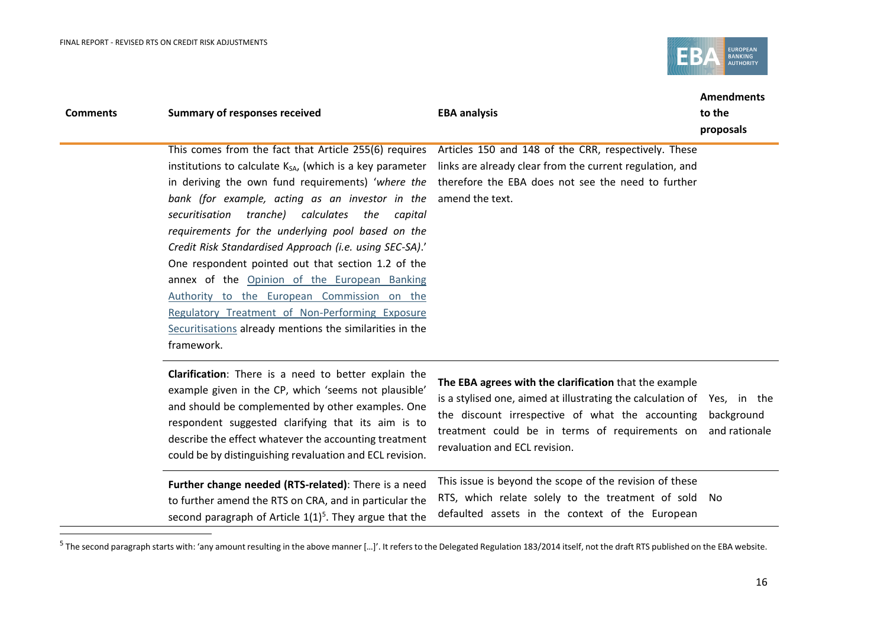| Comments | Summary of responses received | EBA analysis | Amendments to the proposals |
|---|---|---|---|
| | This comes from the fact that Article 255(6) requires institutions to calculate $K_{SA}$, (which is a key parameter in deriving the own fund requirements) '*where the bank (for example, acting as an investor in the securitisation tranche) calculates the capital requirements for the underlying pool based on the Credit Risk Standardised Approach (i.e. using SEC-SA)*.' One respondent pointed out that section 1.2 of the annex of the Opinion of the European Banking Authority to the European Commission on the Regulatory Treatment of Non-Performing Exposure Securitisations already mentions the similarities in the framework. | Articles 150 and 148 of the CRR, respectively. These links are already clear from the current regulation, and therefore the EBA does not see the need to further amend the text. | |
| | **Clarification**: There is a need to better explain the example given in the CP, which 'seems not plausible' and should be complemented by other examples. One respondent suggested clarifying that its aim is to describe the effect whatever the accounting treatment could be by distinguishing revaluation and ECL revision. | **The EBA agrees with the clarification** that the example is a stylised one, aimed at illustrating the calculation of the discount irrespective of what the accounting treatment could be in terms of requirements on revaluation and ECL revision. | Yes, in the background and rationale |
| | **Further change needed (RTS-related)**: There is a need to further amend the RTS on CRA, and in particular the second paragraph of Article 1(1)[5]. They argue that the | This issue is beyond the scope of the revision of these RTS, which relate solely to the treatment of sold defaulted assets in the context of the European | No |

[5] The second paragraph starts with: 'any amount resulting in the above manner […]'. It refers to the Delegated Regulation 183/2014 itself, not the draft RTS published on the EBA website.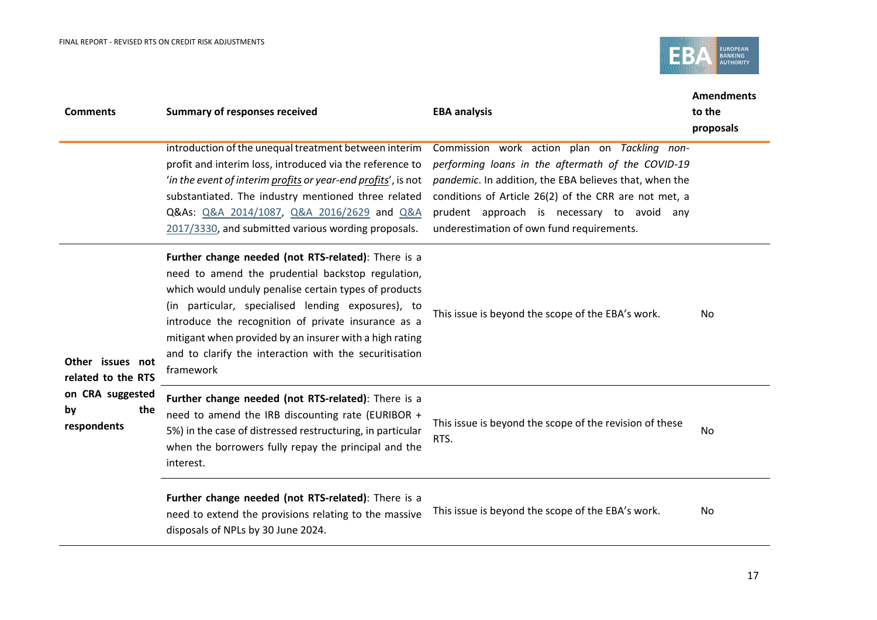| Comments | Summary of responses received | EBA analysis | Amendments to the proposals |
|---|---|---|---|
| | introduction of the unequal treatment between interim profit and interim loss, introduced via the reference to '*in the event of interim profits or year-end profits*', is not substantiated. The industry mentioned three related Q&As: Q&A 2014/1087, Q&A 2016/2629 and Q&A 2017/3330, and submitted various wording proposals. | Commission work action plan on *Tackling non-performing loans in the aftermath of the COVID-19 pandemic*. In addition, the EBA believes that, when the conditions of Article 26(2) of the CRR are not met, a prudent approach is necessary to avoid any underestimation of own fund requirements. | |
| **Other issues not related to the RTS on CRA suggested by the respondents** | **Further change needed (not RTS-related)**: There is a need to amend the prudential backstop regulation, which would unduly penalise certain types of products (in particular, specialised lending exposures), to introduce the recognition of private insurance as a mitigant when provided by an insurer with a high rating and to clarify the interaction with the securitisation framework | This issue is beyond the scope of the EBA's work. | No |
| | **Further change needed (not RTS-related)**: There is a need to amend the IRB discounting rate (EURIBOR + 5%) in the case of distressed restructuring, in particular when the borrowers fully repay the principal and the interest. | This issue is beyond the scope of the revision of these RTS. | No |
| | **Further change needed (not RTS-related)**: There is a need to extend the provisions relating to the massive disposals of NPLs by 30 June 2024. | This issue is beyond the scope of the EBA's work. | No |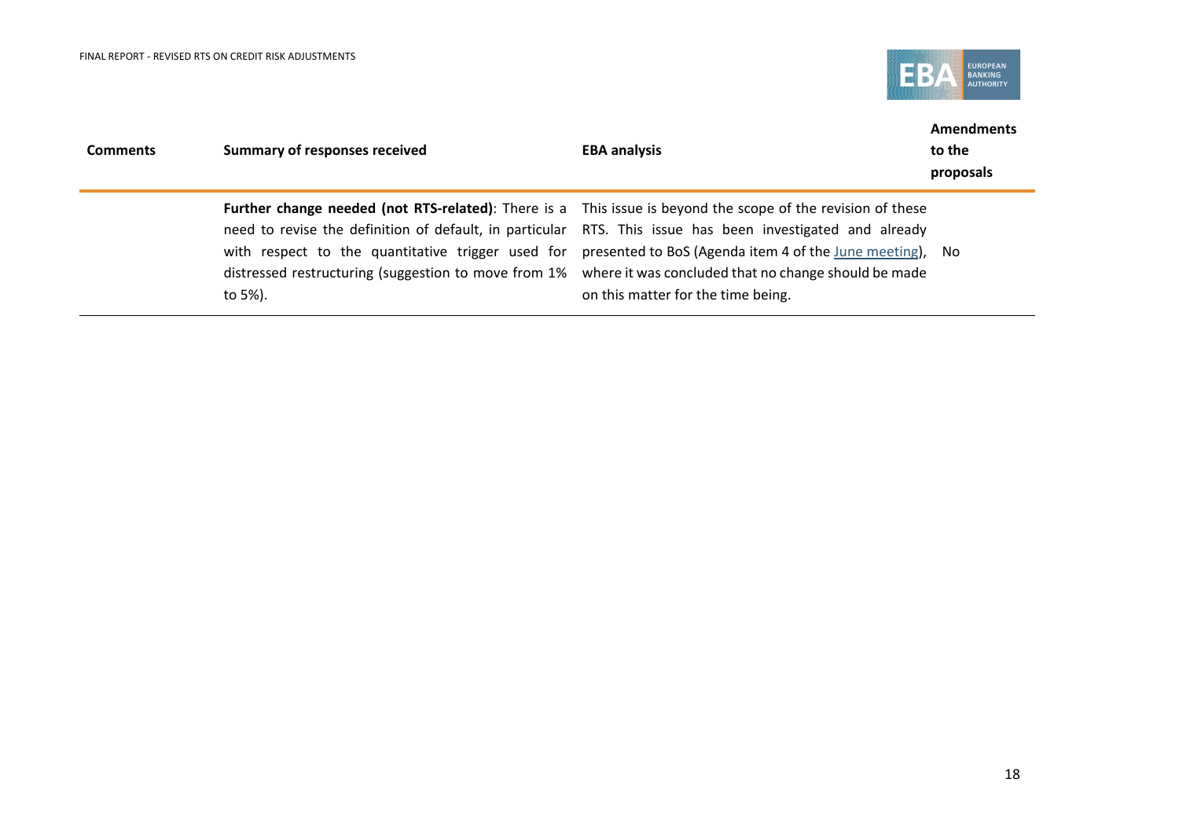| Comments | Summary of responses received | EBA analysis | Amendments to the proposals |
|---|---|---|---|
| | **Further change needed (not RTS-related)**: There is a need to revise the definition of default, in particular with respect to the quantitative trigger used for distressed restructuring (suggestion to move from 1% to 5%). | This issue is beyond the scope of the revision of these RTS. This issue has been investigated and already presented to BoS (Agenda item 4 of the June meeting), where it was concluded that no change should be made on this matter for the time being. | No |